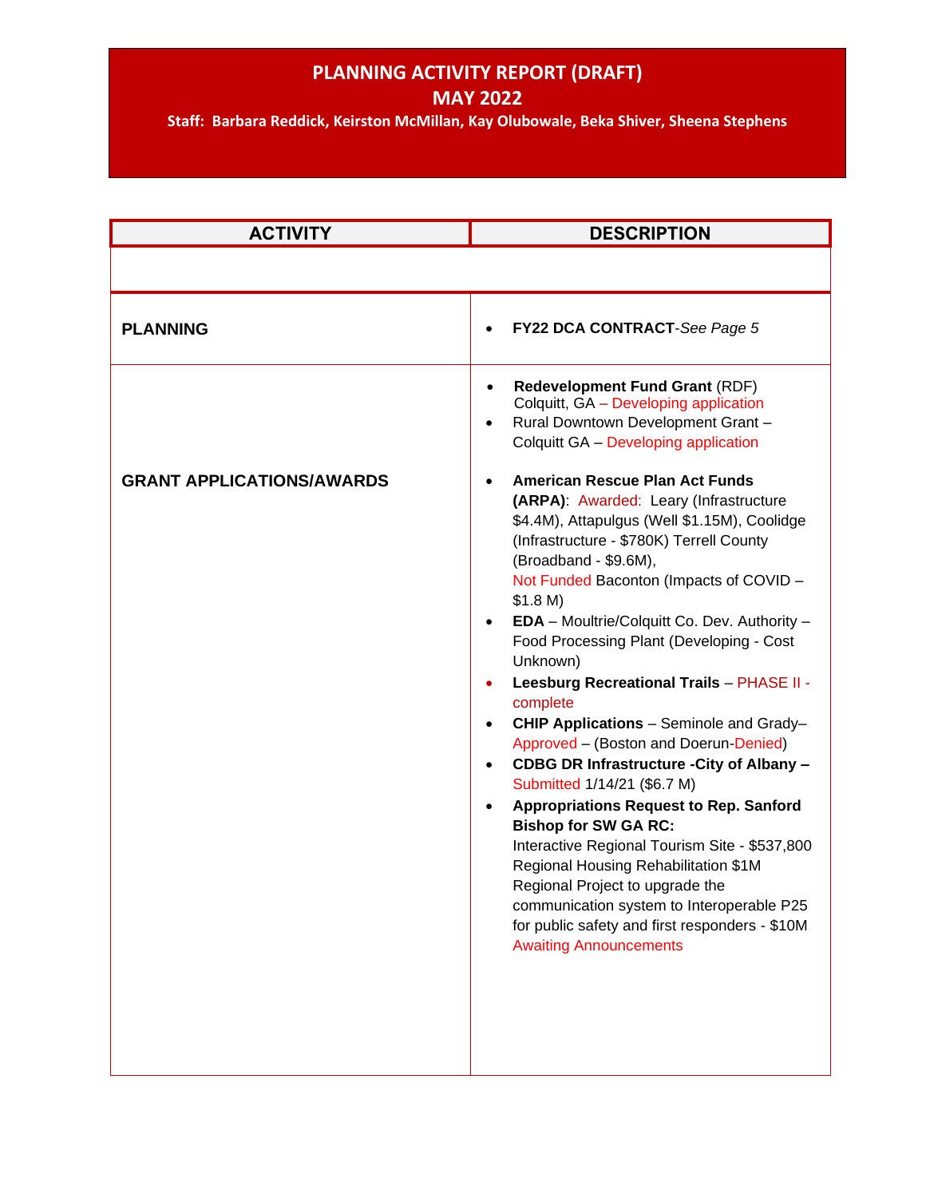# PLANNING ACTIVITY REPORT (DRAFT)

## MAY 2022

**Staff: Barbara Reddick, Keirston McMillan, Kay Olubowale, Beka Shiver, Sheena Stephens**

| ACTIVITY | DESCRIPTION |
|---|---|
| | |
| **PLANNING** | • **FY22 DCA CONTRACT**-*See Page 5* |
| **GRANT APPLICATIONS/AWARDS** | • **Redevelopment Fund Grant** (RDF) Colquitt, GA – Developing application<br>• Rural Downtown Development Grant – Colquitt GA – Developing application<br><br>• **American Rescue Plan Act Funds (ARPA)**: Awarded: Leary (Infrastructure $4.4M), Attapulgus (Well $1.15M), Coolidge (Infrastructure - $780K) Terrell County (Broadband - $9.6M), Not Funded Baconton (Impacts of COVID – $1.8 M)<br>• **EDA** – Moultrie/Colquitt Co. Dev. Authority – Food Processing Plant (Developing - Cost Unknown)<br>• **Leesburg Recreational Trails** – PHASE II - complete<br>• **CHIP Applications** – Seminole and Grady– Approved – (Boston and Doerun-Denied)<br>• **CDBG DR Infrastructure -City of Albany –** Submitted 1/14/21 ($6.7 M)<br>• **Appropriations Request to Rep. Sanford Bishop for SW GA RC:** Interactive Regional Tourism Site - $537,800 Regional Housing Rehabilitation $1M Regional Project to upgrade the communication system to Interoperable P25 for public safety and first responders - $10M Awaiting Announcements |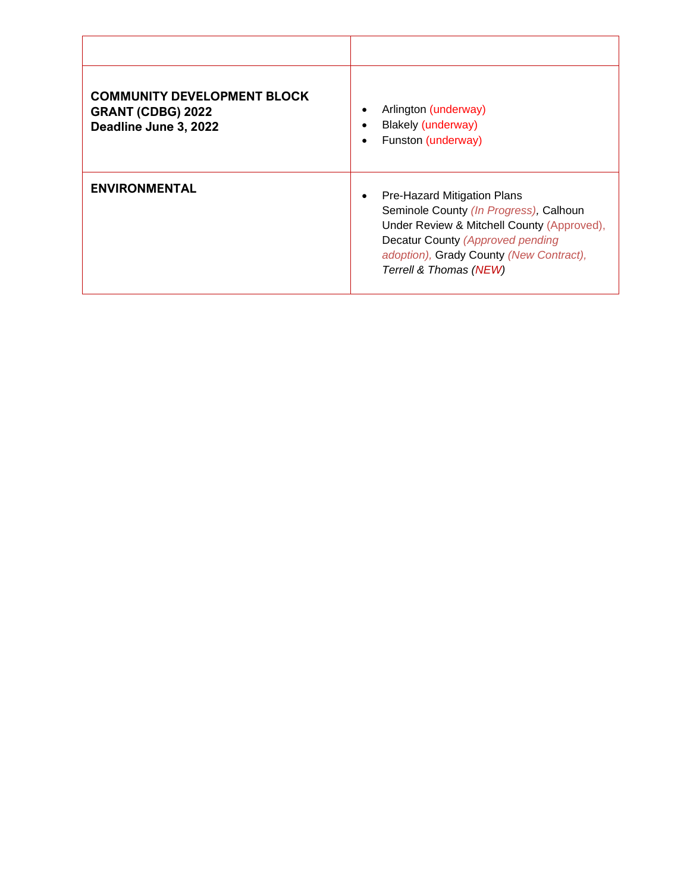| | |
|---|---|
| **COMMUNITY DEVELOPMENT BLOCK GRANT (CDBG) 2022**<br>**Deadline June 3, 2022** | • Arlington (underway)<br>• Blakely (underway)<br>• Funston (underway) |
| **ENVIRONMENTAL** | • Pre-Hazard Mitigation Plans<br>Seminole County *(In Progress)*, Calhoun Under Review & Mitchell County (Approved), Decatur County *(Approved pending adoption),* Grady County *(New Contract), Terrell & Thomas (NEW)* |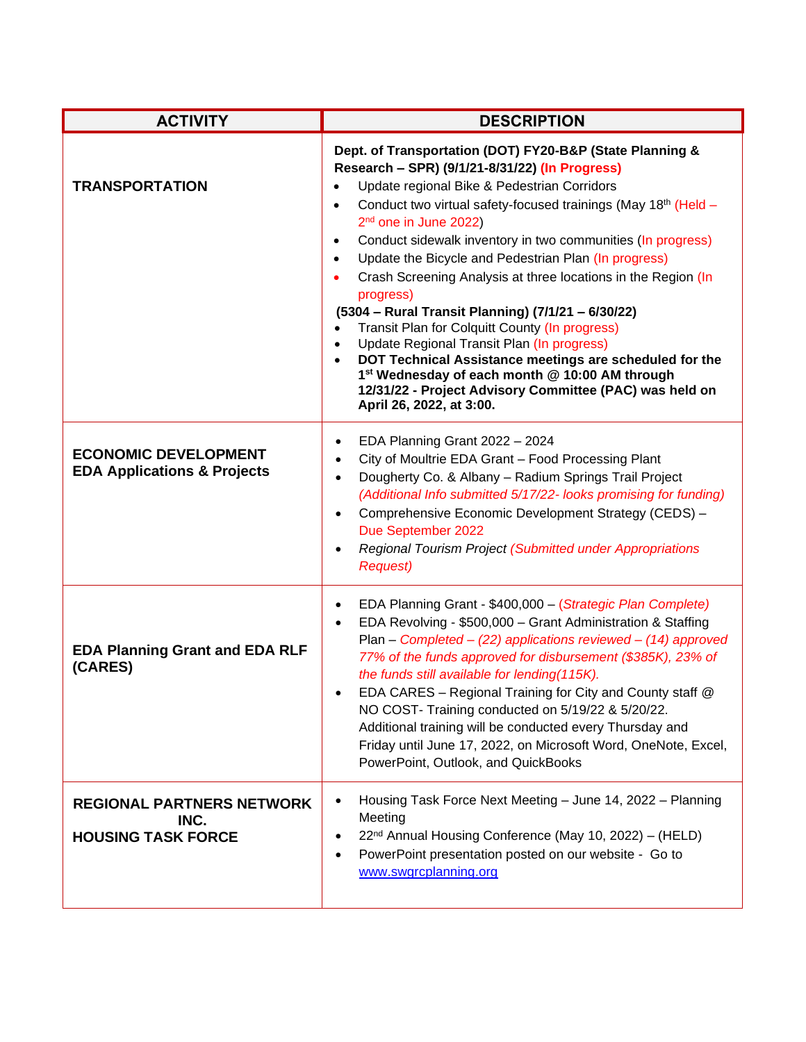| ACTIVITY | DESCRIPTION |
|---|---|
| **TRANSPORTATION** | **Dept. of Transportation (DOT) FY20-B&P (State Planning & Research – SPR) (9/1/21-8/31/22) (In Progress)**<br>• Update regional Bike & Pedestrian Corridors<br>• Conduct two virtual safety-focused trainings (May 18th (Held – 2nd one in June 2022)<br>• Conduct sidewalk inventory in two communities (In progress)<br>• Update the Bicycle and Pedestrian Plan (In progress)<br>• Crash Screening Analysis at three locations in the Region (In progress)<br>**(5304 – Rural Transit Planning) (7/1/21 – 6/30/22)**<br>• Transit Plan for Colquitt County (In progress)<br>• Update Regional Transit Plan (In progress)<br>• **DOT Technical Assistance meetings are scheduled for the 1st Wednesday of each month @ 10:00 AM through 12/31/22 - Project Advisory Committee (PAC) was held on April 26, 2022, at 3:00.** |
| **ECONOMIC DEVELOPMENT**<br>**EDA Applications & Projects** | • EDA Planning Grant 2022 – 2024<br>• City of Moultrie EDA Grant – Food Processing Plant<br>• Dougherty Co. & Albany – Radium Springs Trail Project *(Additional Info submitted 5/17/22- looks promising for funding)*<br>• Comprehensive Economic Development Strategy (CEDS) – Due September 2022<br>• *Regional Tourism Project (Submitted under Appropriations Request)* |
| **EDA Planning Grant and EDA RLF (CARES)** | • EDA Planning Grant - $400,000 – *(Strategic Plan Complete)*<br>• EDA Revolving - $500,000 – Grant Administration & Staffing Plan – *Completed – (22) applications reviewed – (14) approved 77% of the funds approved for disbursement ($385K), 23% of the funds still available for lending(115K).*<br>• EDA CARES – Regional Training for City and County staff @ NO COST- Training conducted on 5/19/22 & 5/20/22. Additional training will be conducted every Thursday and Friday until June 17, 2022, on Microsoft Word, OneNote, Excel, PowerPoint, Outlook, and QuickBooks |
| **REGIONAL PARTNERS NETWORK INC.**<br>**HOUSING TASK FORCE** | • Housing Task Force Next Meeting – June 14, 2022 – Planning Meeting<br>• 22nd Annual Housing Conference (May 10, 2022) – (HELD)<br>• PowerPoint presentation posted on our website - Go to www.swgrcplanning.org |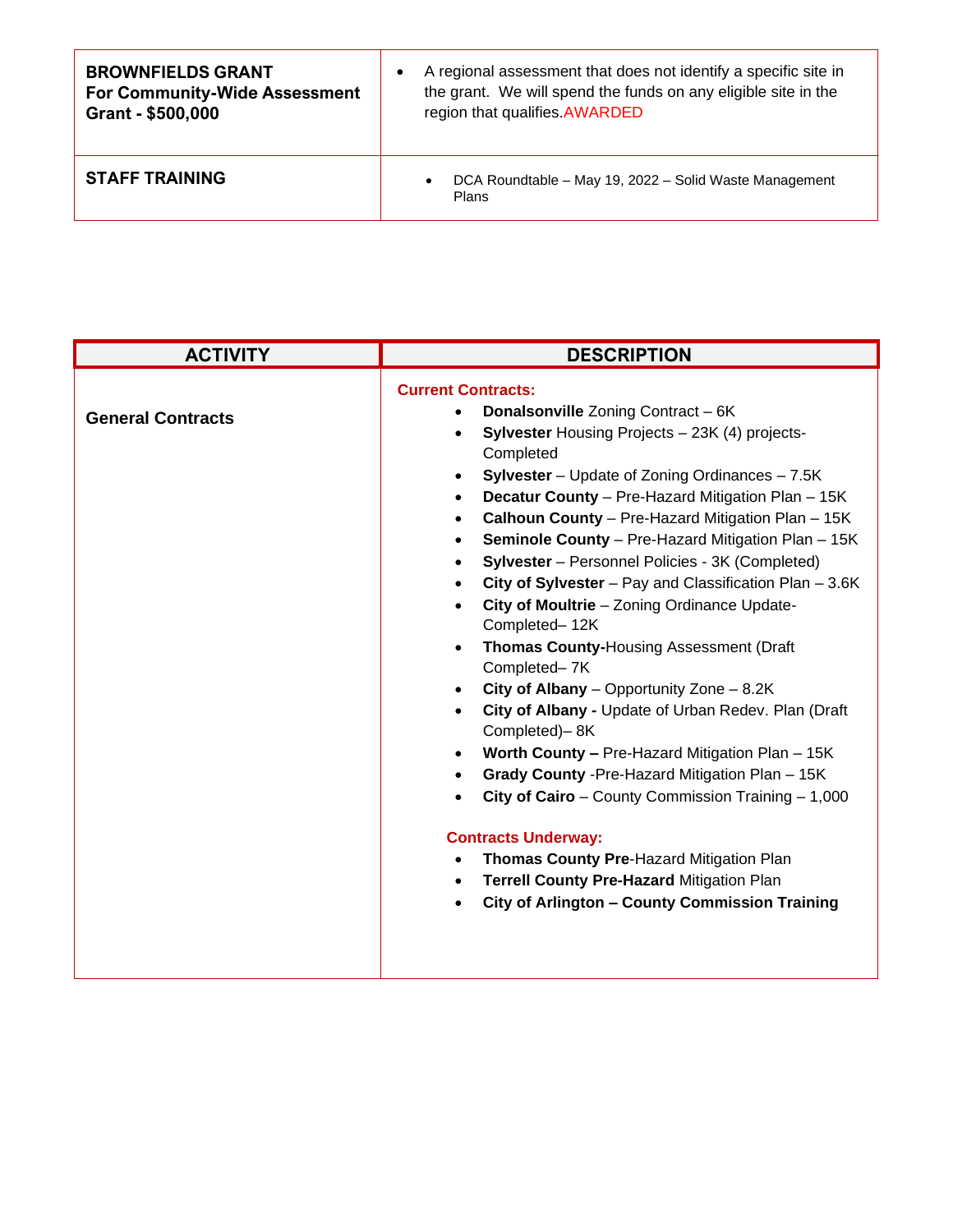| | |
|---|---|
| **BROWNFIELDS GRANT For Community-Wide Assessment Grant - $500,000** | • A regional assessment that does not identify a specific site in the grant. We will spend the funds on any eligible site in the region that qualifies. AWARDED |
| **STAFF TRAINING** | • DCA Roundtable – May 19, 2022 – Solid Waste Management Plans |

| ACTIVITY | DESCRIPTION |
|---|---|
| **General Contracts** | **Current Contracts:**<br>• **Donalsonville** Zoning Contract – 6K<br>• **Sylvester** Housing Projects – 23K (4) projects-Completed<br>• **Sylvester** – Update of Zoning Ordinances – 7.5K<br>• **Decatur County** – Pre-Hazard Mitigation Plan – 15K<br>• **Calhoun County** – Pre-Hazard Mitigation Plan – 15K<br>• **Seminole County** – Pre-Hazard Mitigation Plan – 15K<br>• **Sylvester** – Personnel Policies - 3K (Completed)<br>• **City of Sylvester** – Pay and Classification Plan – 3.6K<br>• **City of Moultrie** – Zoning Ordinance Update-Completed– 12K<br>• **Thomas County-**Housing Assessment (Draft Completed– 7K<br>• **City of Albany** – Opportunity Zone – 8.2K<br>• **City of Albany -** Update of Urban Redev. Plan (Draft Completed)– 8K<br>• **Worth County –** Pre-Hazard Mitigation Plan – 15K<br>• **Grady County** -Pre-Hazard Mitigation Plan – 15K<br>• **City of Cairo** – County Commission Training – 1,000<br><br>**Contracts Underway:**<br>• **Thomas County Pre**-Hazard Mitigation Plan<br>• **Terrell County Pre-Hazard** Mitigation Plan<br>• **City of Arlington – County Commission Training** |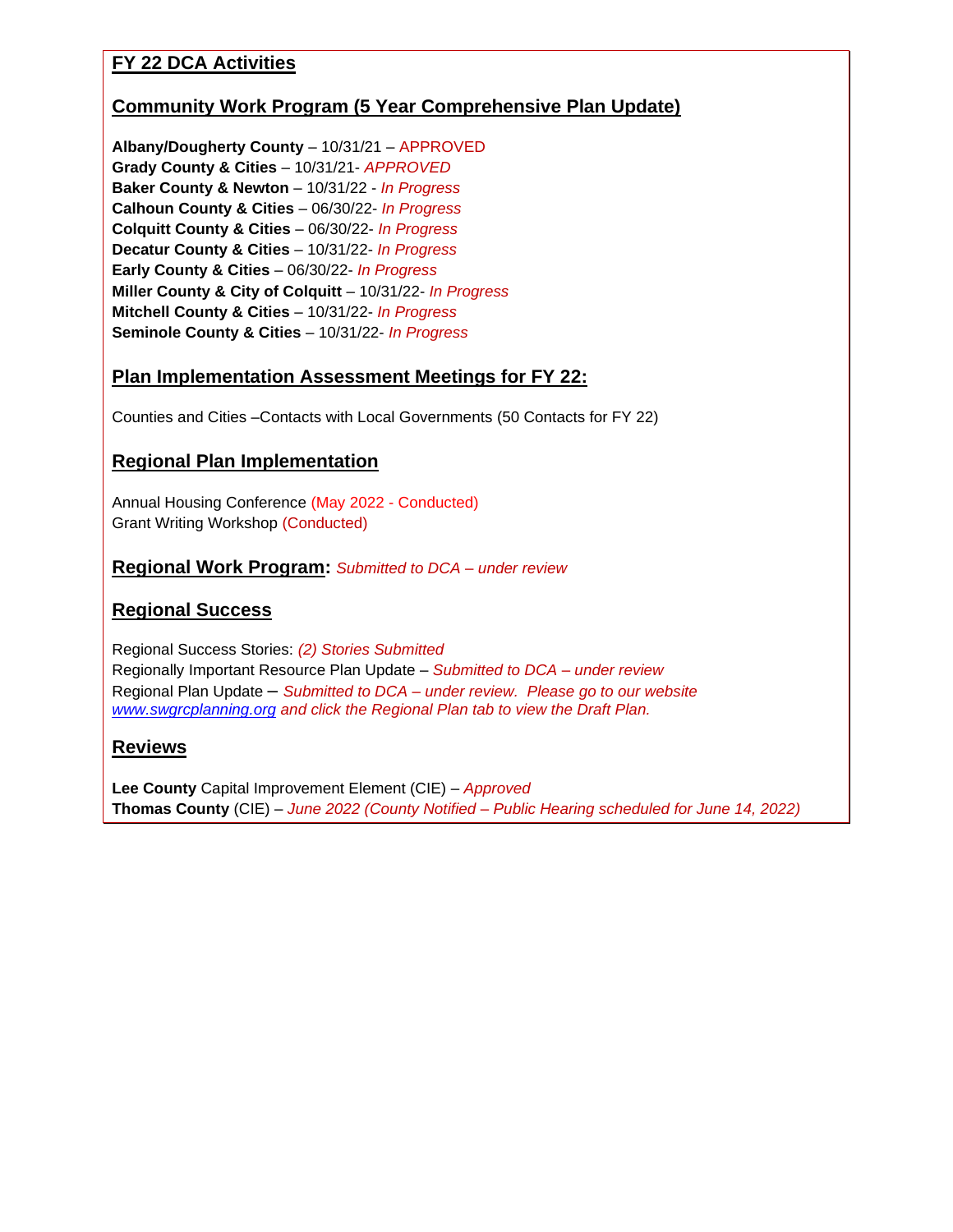## FY 22 DCA Activities

### Community Work Program (5 Year Comprehensive Plan Update)

**Albany/Dougherty County** – 10/31/21 – APPROVED
**Grady County & Cities** – 10/31/21- *APPROVED*
**Baker County & Newton** – 10/31/22 - *In Progress*
**Calhoun County & Cities** – 06/30/22- *In Progress*
**Colquitt County & Cities** – 06/30/22- *In Progress*
**Decatur County & Cities** – 10/31/22- *In Progress*
**Early County & Cities** – 06/30/22- *In Progress*
**Miller County & City of Colquitt** – 10/31/22- *In Progress*
**Mitchell County & Cities** – 10/31/22- *In Progress*
**Seminole County & Cities** – 10/31/22- *In Progress*

### Plan Implementation Assessment Meetings for FY 22:

Counties and Cities –Contacts with Local Governments (50 Contacts for FY 22)

### Regional Plan Implementation

Annual Housing Conference (May 2022 - Conducted)
Grant Writing Workshop (Conducted)

### Regional Work Program: *Submitted to DCA – under review*

### Regional Success

Regional Success Stories: *(2) Stories Submitted*
Regionally Important Resource Plan Update – *Submitted to DCA – under review*
Regional Plan Update – *Submitted to DCA – under review. Please go to our website www.swgrcplanning.org and click the Regional Plan tab to view the Draft Plan.*

### Reviews

**Lee County** Capital Improvement Element (CIE) – *Approved*
**Thomas County** (CIE) – *June 2022 (County Notified – Public Hearing scheduled for June 14, 2022)*